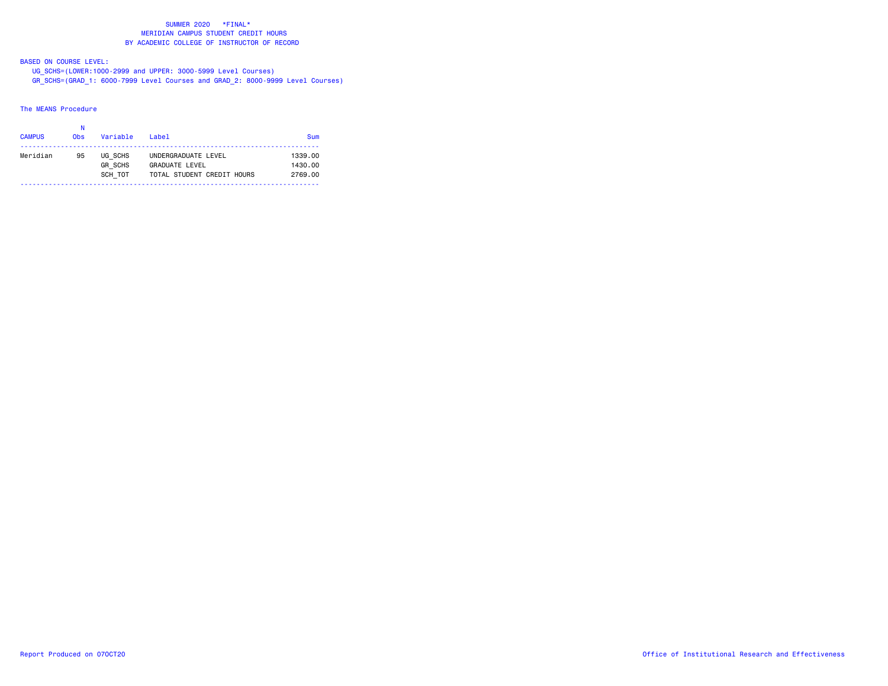# SUMMER 2020 *FINAL*
## MERIDIAN CAMPUS STUDENT CREDIT HOURS
## BY ACADEMIC COLLEGE OF INSTRUCTOR OF RECORD

BASED ON COURSE LEVEL:

UG_SCHS=(LOWER:1000-2999 and UPPER: 3000-5999 Level Courses)

GR_SCHS=(GRAD_1: 6000-7999 Level Courses and GRAD_2: 8000-9999 Level Courses)

The MEANS Procedure

| CAMPUS | N Obs | Variable | Label | Sum |
|---|---|---|---|---|
| Meridian | 95 | UG_SCHS | UNDERGRADUATE LEVEL | 1339.00 |
| | | GR_SCHS | GRADUATE LEVEL | 1430.00 |
| | | SCH_TOT | TOTAL STUDENT CREDIT HOURS | 2769.00 |

Report Produced on 07OCT20

Office of Institutional Research and Effectiveness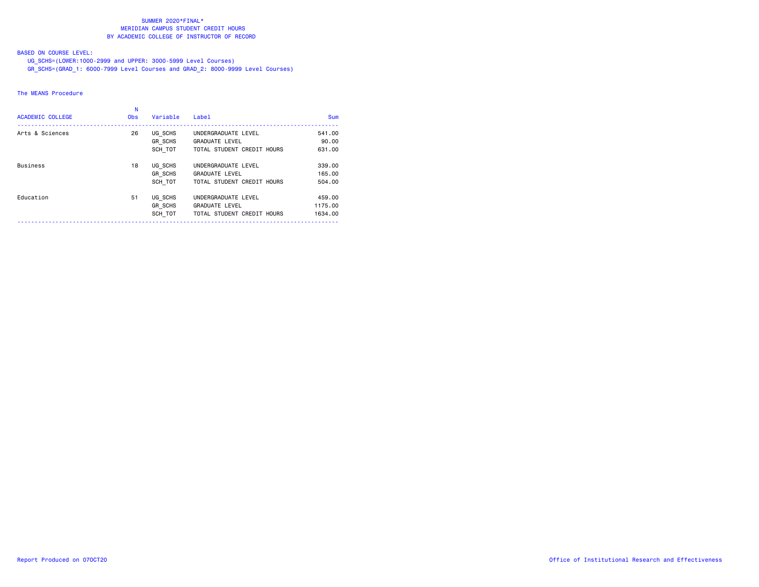SUMMER 2020*FINAL*
MERIDIAN CAMPUS STUDENT CREDIT HOURS
BY ACADEMIC COLLEGE OF INSTRUCTOR OF RECORD

BASED ON COURSE LEVEL:

UG_SCHS=(LOWER:1000-2999 and UPPER: 3000-5999 Level Courses)

GR_SCHS=(GRAD_1: 6000-7999 Level Courses and GRAD_2: 8000-9999 Level Courses)

The MEANS Procedure

| ACADEMIC COLLEGE | N Obs | Variable | Label | Sum |
|---|---|---|---|---|
| Arts & Sciences | 26 | UG_SCHS | UNDERGRADUATE LEVEL | 541.00 |
| | | GR_SCHS | GRADUATE LEVEL | 90.00 |
| | | SCH_TOT | TOTAL STUDENT CREDIT HOURS | 631.00 |
| Business | 18 | UG_SCHS | UNDERGRADUATE LEVEL | 339.00 |
| | | GR_SCHS | GRADUATE LEVEL | 165.00 |
| | | SCH_TOT | TOTAL STUDENT CREDIT HOURS | 504.00 |
| Education | 51 | UG_SCHS | UNDERGRADUATE LEVEL | 459.00 |
| | | GR_SCHS | GRADUATE LEVEL | 1175.00 |
| | | SCH_TOT | TOTAL STUDENT CREDIT HOURS | 1634.00 |

Report Produced on 07OCT20

Office of Institutional Research and Effectiveness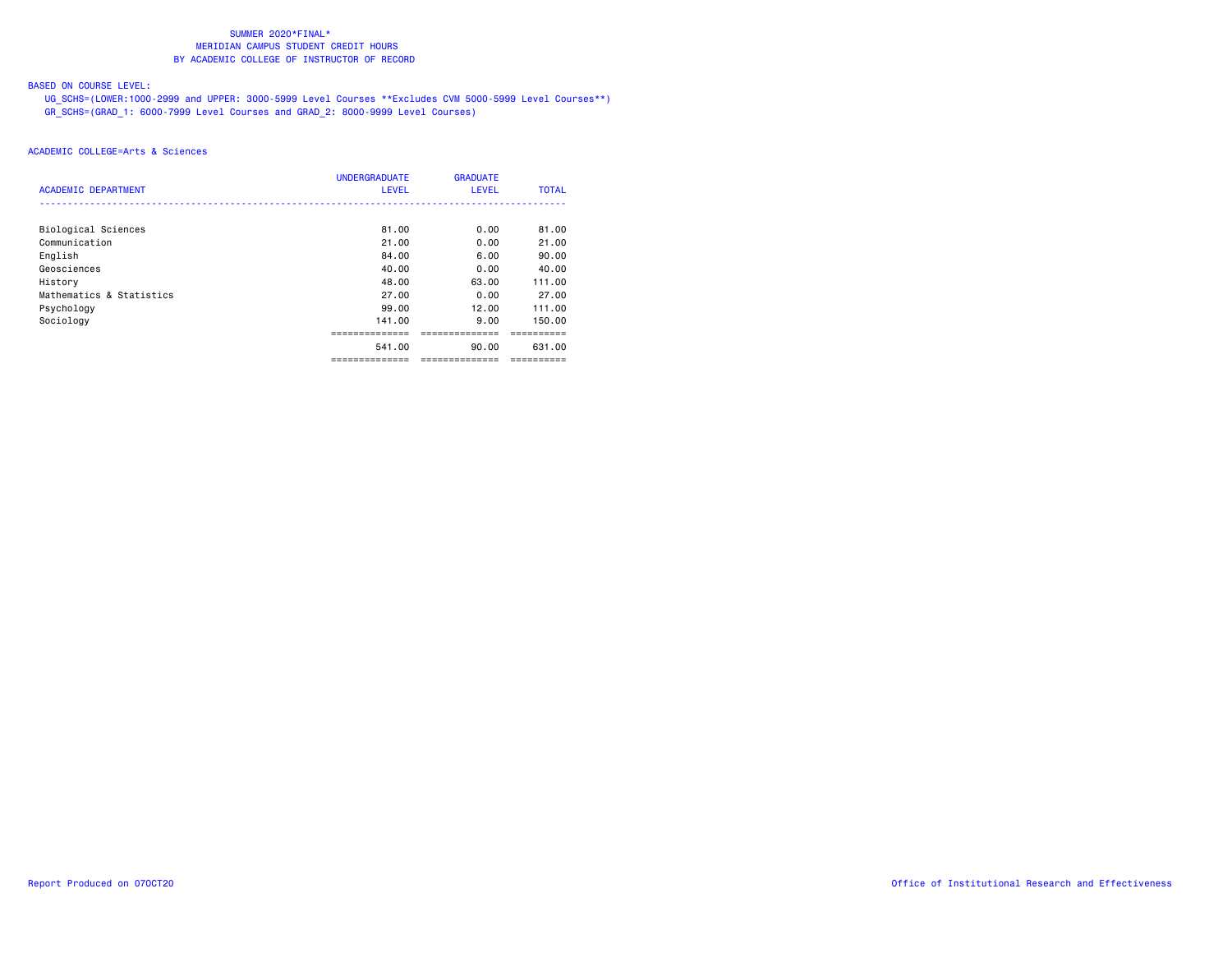SUMMER 2020*FINAL*
MERIDIAN CAMPUS STUDENT CREDIT HOURS
BY ACADEMIC COLLEGE OF INSTRUCTOR OF RECORD

BASED ON COURSE LEVEL:
UG_SCHS=(LOWER:1000-2999 and UPPER: 3000-5999 Level Courses **Excludes CVM 5000-5999 Level Courses**)
GR_SCHS=(GRAD_1: 6000-7999 Level Courses and GRAD_2: 8000-9999 Level Courses)

ACADEMIC COLLEGE=Arts & Sciences

| ACADEMIC DEPARTMENT | UNDERGRADUATE LEVEL | GRADUATE LEVEL | TOTAL |
|---|---|---|---|
| Biological Sciences | 81.00 | 0.00 | 81.00 |
| Communication | 21.00 | 0.00 | 21.00 |
| English | 84.00 | 6.00 | 90.00 |
| Geosciences | 40.00 | 0.00 | 40.00 |
| History | 48.00 | 63.00 | 111.00 |
| Mathematics & Statistics | 27.00 | 0.00 | 27.00 |
| Psychology | 99.00 | 12.00 | 111.00 |
| Sociology | 141.00 | 9.00 | 150.00 |
| | 541.00 | 90.00 | 631.00 |

Report Produced on 07OCT20 Office of Institutional Research and Effectiveness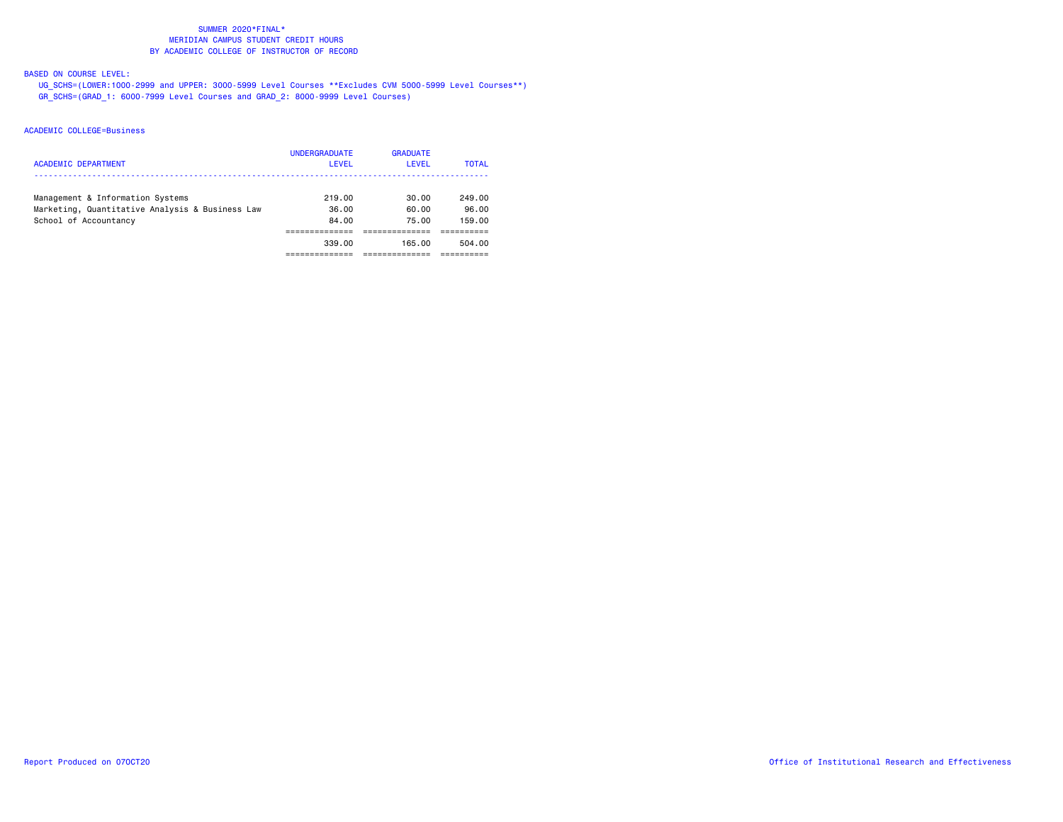SUMMER 2020*FINAL*
MERIDIAN CAMPUS STUDENT CREDIT HOURS
BY ACADEMIC COLLEGE OF INSTRUCTOR OF RECORD

BASED ON COURSE LEVEL:
UG_SCHS=(LOWER:1000-2999 and UPPER: 3000-5999 Level Courses **Excludes CVM 5000-5999 Level Courses**)
GR_SCHS=(GRAD_1: 6000-7999 Level Courses and GRAD_2: 8000-9999 Level Courses)

ACADEMIC COLLEGE=Business

| ACADEMIC DEPARTMENT | UNDERGRADUATE LEVEL | GRADUATE LEVEL | TOTAL |
|---|---|---|---|
| Management & Information Systems | 219.00 | 30.00 | 249.00 |
| Marketing, Quantitative Analysis & Business Law | 36.00 | 60.00 | 96.00 |
| School of Accountancy | 84.00 | 75.00 | 159.00 |
| | 339.00 | 165.00 | 504.00 |

Report Produced on 07OCT20

Office of Institutional Research and Effectiveness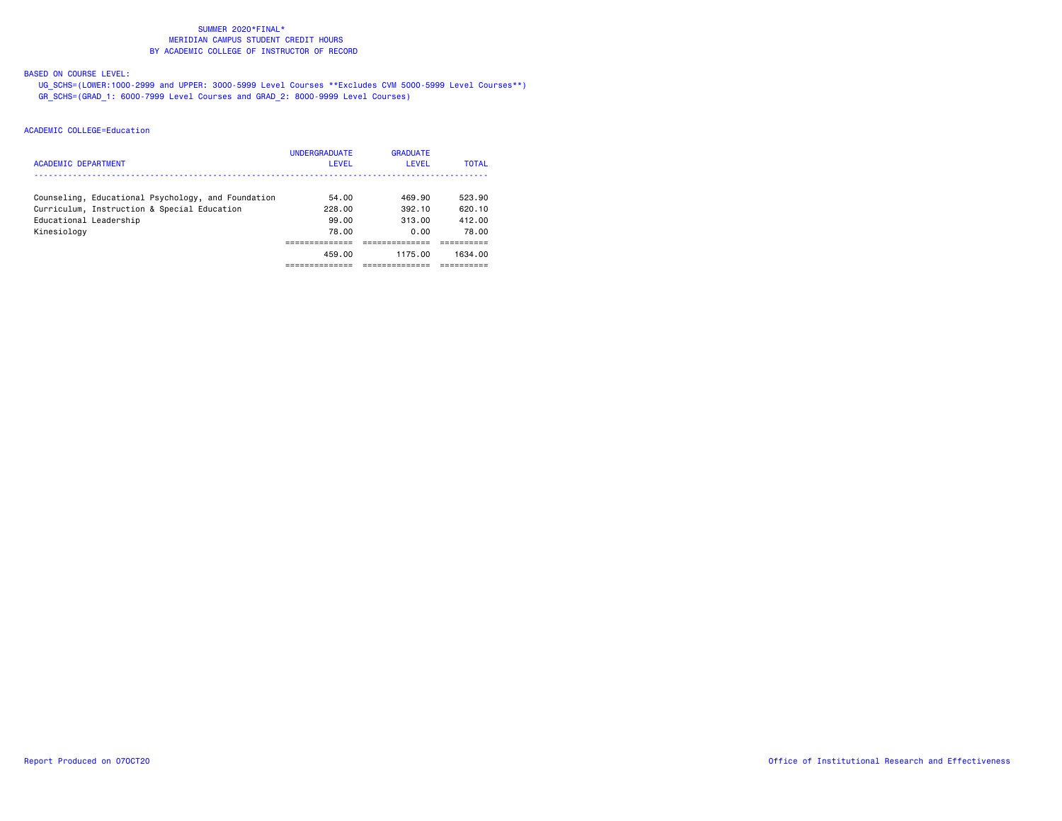SUMMER 2020*FINAL*
MERIDIAN CAMPUS STUDENT CREDIT HOURS
BY ACADEMIC COLLEGE OF INSTRUCTOR OF RECORD

BASED ON COURSE LEVEL:

UG_SCHS=(LOWER:1000-2999 and UPPER: 3000-5999 Level Courses **Excludes CVM 5000-5999 Level Courses**)
GR_SCHS=(GRAD_1: 6000-7999 Level Courses and GRAD_2: 8000-9999 Level Courses)

ACADEMIC COLLEGE=Education

| ACADEMIC DEPARTMENT | UNDERGRADUATE LEVEL | GRADUATE LEVEL | TOTAL |
|---|---|---|---|
| Counseling, Educational Psychology, and Foundation | 54.00 | 469.90 | 523.90 |
| Curriculum, Instruction & Special Education | 228.00 | 392.10 | 620.10 |
| Educational Leadership | 99.00 | 313.00 | 412.00 |
| Kinesiology | 78.00 | 0.00 | 78.00 |
| | 459.00 | 1175.00 | 1634.00 |

Report Produced on 07OCT20

Office of Institutional Research and Effectiveness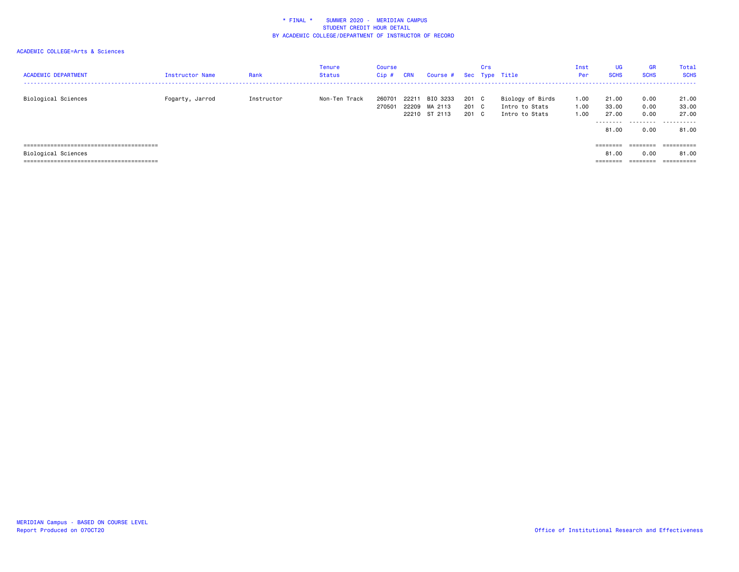\* FINAL \* SUMMER 2020 - MERIDIAN CAMPUS
STUDENT CREDIT HOUR DETAIL
BY ACADEMIC COLLEGE/DEPARTMENT OF INSTRUCTOR OF RECORD

ACADEMIC COLLEGE=Arts & Sciences

| ACADEMIC DEPARTMENT | Instructor Name | Rank | Tenure Status | Course Cip # | CRN | Course # | Sec | Crs Type | Title | Inst Per | UG SCHS | GR SCHS | Total SCHS |
|---|---|---|---|---|---|---|---|---|---|---|---|---|---|
| Biological Sciences | Fogarty, Jarrod | Instructor | Non-Ten Track | 260701 | 22211 | BIO 3233 | 201 | C | Biology of Birds | 1.00 | 21.00 | 0.00 | 21.00 |
| | | | | 270501 | 22209 | MA 2113 | 201 | C | Intro to Stats | 1.00 | 33.00 | 0.00 | 33.00 |
| | | | | | 22210 | ST 2113 | 201 | C | Intro to Stats | 1.00 | 27.00 | 0.00 | 27.00 |
| | | | | | | | | | | | 81.00 | 0.00 | 81.00 |
| Biological Sciences | | | | | | | | | | | 81.00 | 0.00 | 81.00 |

MERIDIAN Campus - BASED ON COURSE LEVEL
Report Produced on 07OCT20

Office of Institutional Research and Effectiveness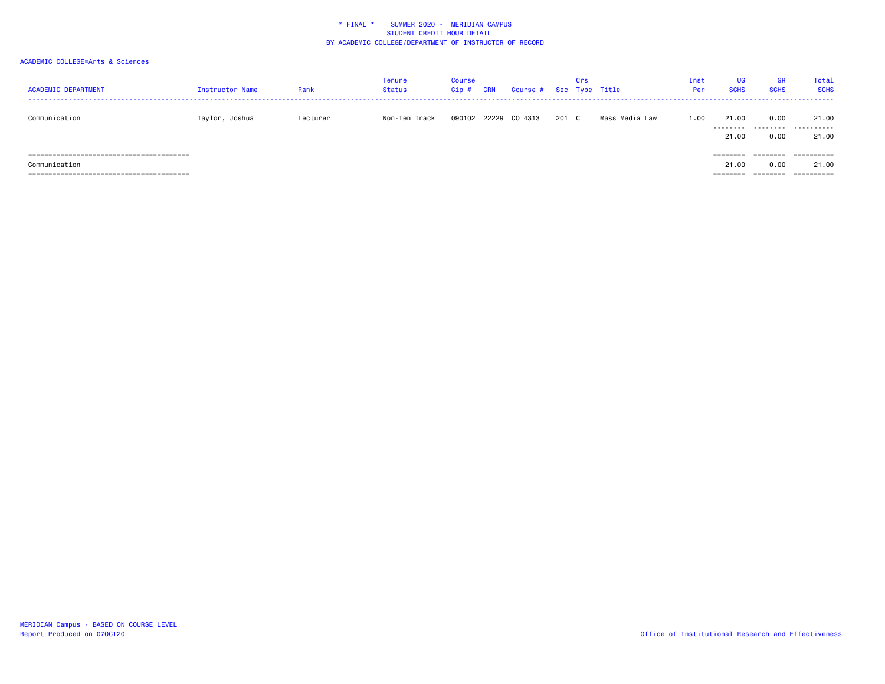\* FINAL \* SUMMER 2020 - MERIDIAN CAMPUS
STUDENT CREDIT HOUR DETAIL
BY ACADEMIC COLLEGE/DEPARTMENT OF INSTRUCTOR OF RECORD

ACADEMIC COLLEGE=Arts & Sciences

| ACADEMIC DEPARTMENT | Instructor Name | Rank | Tenure Status | Course Cip # | CRN | Course # | Sec | Crs Type | Title | Inst Per | UG SCHS | GR SCHS | Total SCHS |
|---|---|---|---|---|---|---|---|---|---|---|---|---|---|
| Communication | Taylor, Joshua | Lecturer | Non-Ten Track | 090102 | 22229 | CO 4313 | 201 | C | Mass Media Law | 1.00 | 21.00 | 0.00 | 21.00 |
| | | | | | | | | | | | 21.00 | 0.00 | 21.00 |
| Communication | | | | | | | | | | | 21.00 | 0.00 | 21.00 |

MERIDIAN Campus - BASED ON COURSE LEVEL
Report Produced on 07OCT20

Office of Institutional Research and Effectiveness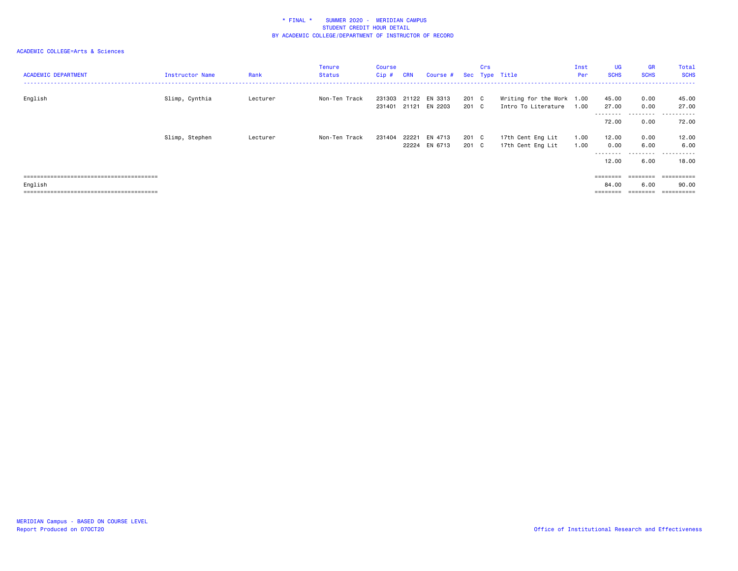\* FINAL \* SUMMER 2020 - MERIDIAN CAMPUS
STUDENT CREDIT HOUR DETAIL
BY ACADEMIC COLLEGE/DEPARTMENT OF INSTRUCTOR OF RECORD

ACADEMIC COLLEGE=Arts & Sciences

| ACADEMIC DEPARTMENT | Instructor Name | Rank | Tenure Status | Course Cip # | CRN | Course # | Sec | Crs Type | Title | Inst Per | UG SCHS | GR SCHS | Total SCHS |
|---|---|---|---|---|---|---|---|---|---|---|---|---|---|
| English | Slimp, Cynthia | Lecturer | Non-Ten Track | 231303 | 21122 | EN 3313 | 201 | C | Writing for the Work | 1.00 | 45.00 | 0.00 | 45.00 |
| | | | | 231401 | 21121 | EN 2203 | 201 | C | Intro To Literature | 1.00 | 27.00 | 0.00 | 27.00 |
| | | | | | | | | | | | 72.00 | 0.00 | 72.00 |
| | Slimp, Stephen | Lecturer | Non-Ten Track | 231404 | 22221 | EN 4713 | 201 | C | 17th Cent Eng Lit | 1.00 | 12.00 | 0.00 | 12.00 |
| | | | | | 22224 | EN 6713 | 201 | C | 17th Cent Eng Lit | 1.00 | 0.00 | 6.00 | 6.00 |
| | | | | | | | | | | | 12.00 | 6.00 | 18.00 |
| English | | | | | | | | | | | 84.00 | 6.00 | 90.00 |

MERIDIAN Campus - BASED ON COURSE LEVEL
Report Produced on 07OCT20

Office of Institutional Research and Effectiveness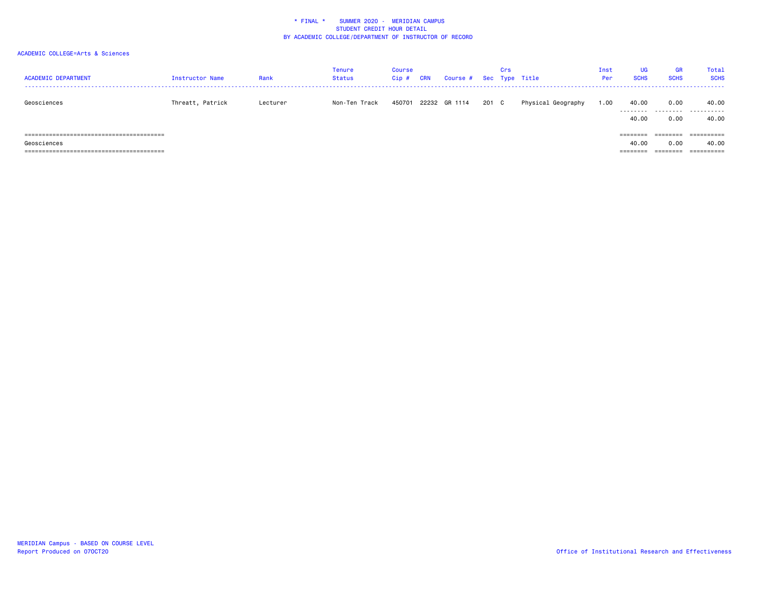\* FINAL \* SUMMER 2020 - MERIDIAN CAMPUS
STUDENT CREDIT HOUR DETAIL
BY ACADEMIC COLLEGE/DEPARTMENT OF INSTRUCTOR OF RECORD

ACADEMIC COLLEGE=Arts & Sciences

| ACADEMIC DEPARTMENT | Instructor Name | Rank | Tenure Status | Course Cip # | CRN | Course # | Sec | Crs Type | Title | Inst Per | UG SCHS | GR SCHS | Total SCHS |
|---|---|---|---|---|---|---|---|---|---|---|---|---|---|
| Geosciences | Threatt, Patrick | Lecturer | Non-Ten Track | 450701 | 22232 | GR 1114 | 201 | C | Physical Geography | 1.00 | 40.00 | 0.00 | 40.00 |
| | | | | | | | | | | | 40.00 | 0.00 | 40.00 |
| Geosciences | | | | | | | | | | | 40.00 | 0.00 | 40.00 |

MERIDIAN Campus - BASED ON COURSE LEVEL
Report Produced on 07OCT20

Office of Institutional Research and Effectiveness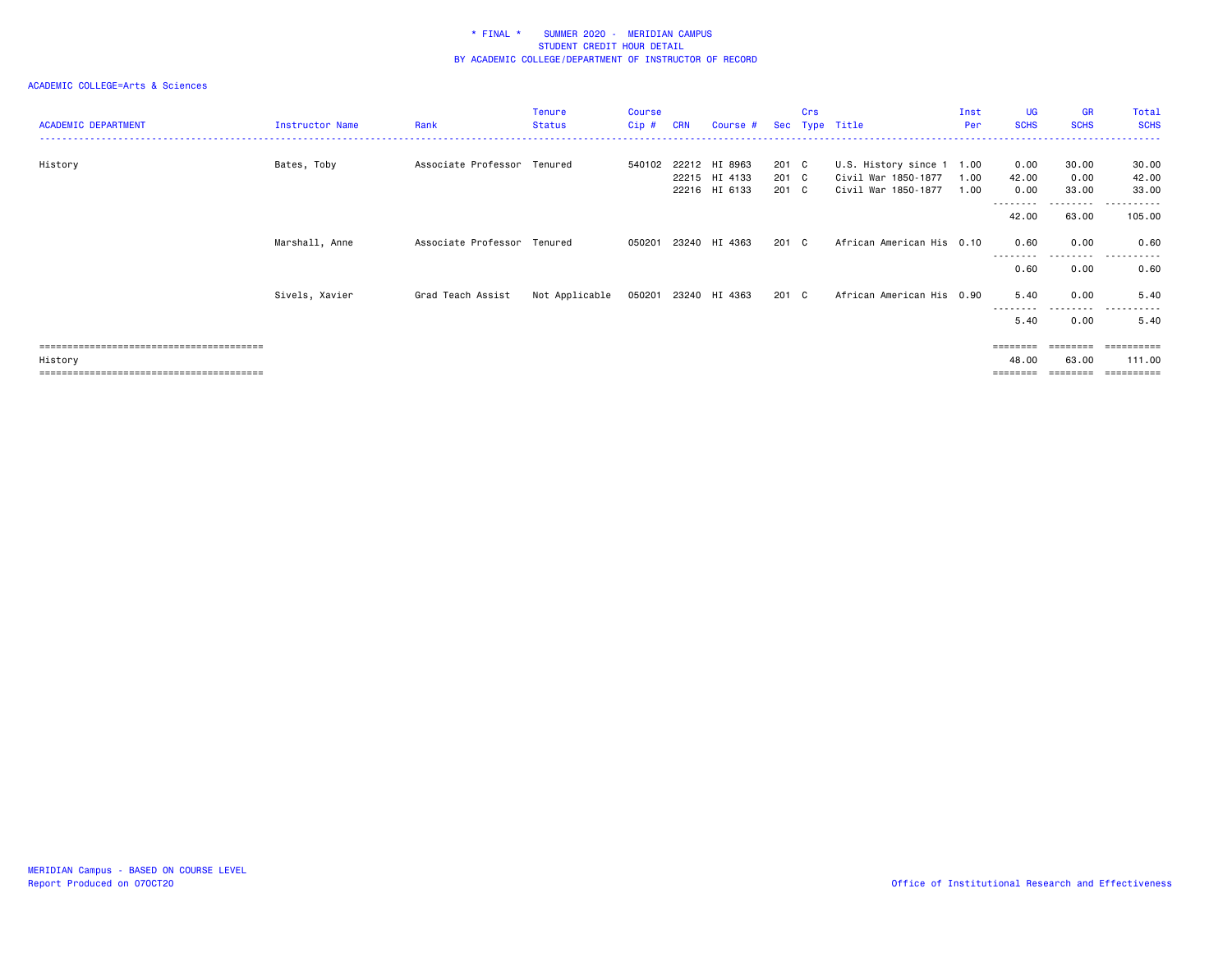\* FINAL \* SUMMER 2020 - MERIDIAN CAMPUS
STUDENT CREDIT HOUR DETAIL
BY ACADEMIC COLLEGE/DEPARTMENT OF INSTRUCTOR OF RECORD

ACADEMIC COLLEGE=Arts & Sciences

| ACADEMIC DEPARTMENT | Instructor Name | Rank | Tenure Status | Course Cip # | CRN | Course # | Sec | Crs Type | Title | Inst Per | UG SCHS | GR SCHS | Total SCHS |
|---|---|---|---|---|---|---|---|---|---|---|---|---|---|
| History | Bates, Toby | Associate Professor | Tenured | 540102 | 22212 | HI 8963 | 201 | C | U.S. History since 1 | 1.00 | 0.00 | 30.00 | 30.00 |
| | | | | | 22215 | HI 4133 | 201 | C | Civil War 1850-1877 | 1.00 | 42.00 | 0.00 | 42.00 |
| | | | | | 22216 | HI 6133 | 201 | C | Civil War 1850-1877 | 1.00 | 0.00 | 33.00 | 33.00 |
| | | | | | | | | | | | 42.00 | 63.00 | 105.00 |
| | Marshall, Anne | Associate Professor | Tenured | 050201 | 23240 | HI 4363 | 201 | C | African American His | 0.10 | 0.60 | 0.00 | 0.60 |
| | | | | | | | | | | | 0.60 | 0.00 | 0.60 |
| | Sivels, Xavier | Grad Teach Assist | Not Applicable | 050201 | 23240 | HI 4363 | 201 | C | African American His | 0.90 | 5.40 | 0.00 | 5.40 |
| | | | | | | | | | | | 5.40 | 0.00 | 5.40 |
| History | | | | | | | | | | | 48.00 | 63.00 | 111.00 |

MERIDIAN Campus - BASED ON COURSE LEVEL
Report Produced on 07OCT20

Office of Institutional Research and Effectiveness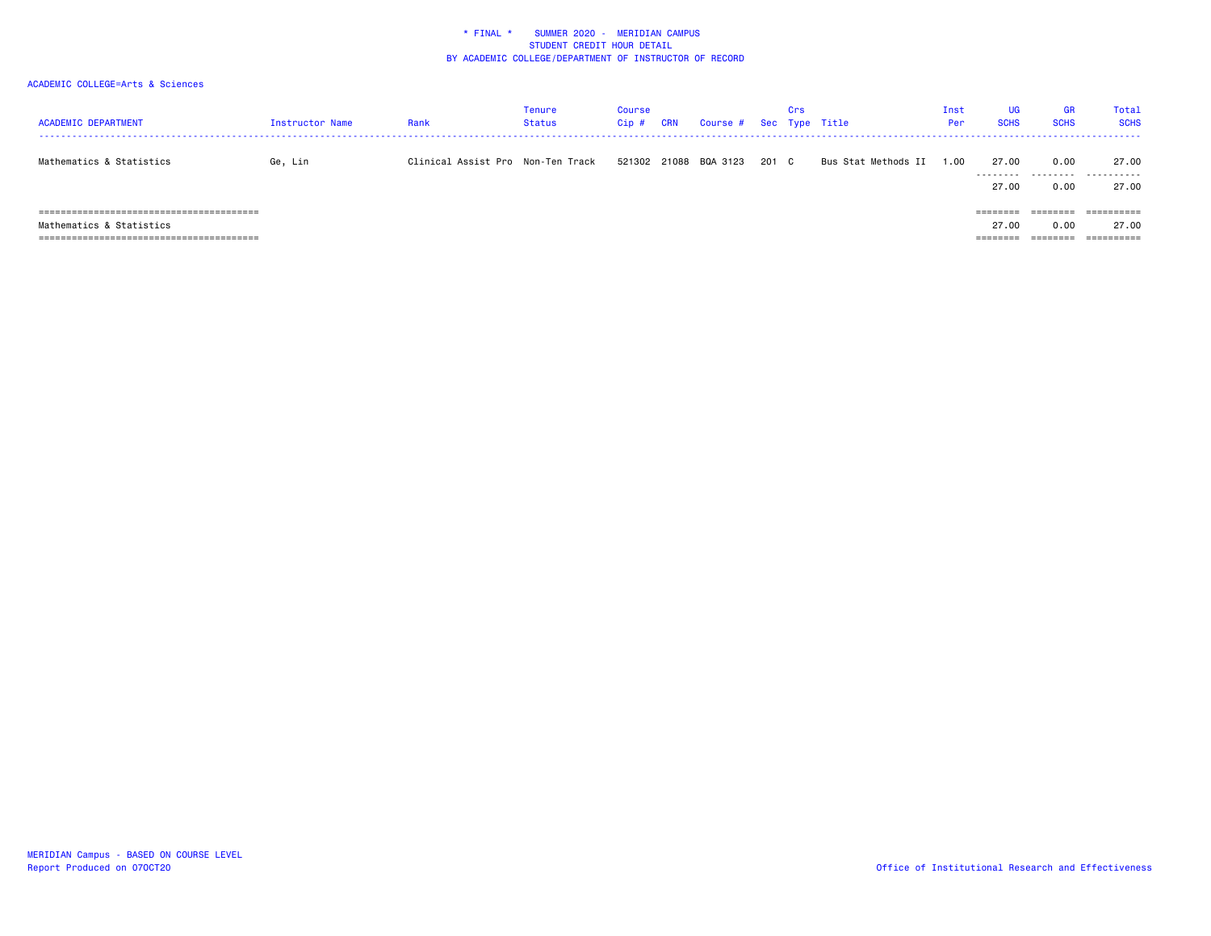\* FINAL \* SUMMER 2020 - MERIDIAN CAMPUS
STUDENT CREDIT HOUR DETAIL
BY ACADEMIC COLLEGE/DEPARTMENT OF INSTRUCTOR OF RECORD

ACADEMIC COLLEGE=Arts & Sciences

| ACADEMIC DEPARTMENT | Instructor Name | Rank | Tenure Status | Course Cip # | CRN | Course # | Sec | Crs Type | Title | Inst Per | UG SCHS | GR SCHS | Total SCHS |
|---|---|---|---|---|---|---|---|---|---|---|---|---|---|
| Mathematics & Statistics | Ge, Lin | Clinical Assist Pro | Non-Ten Track | 521302 | 21088 | BQA 3123 | 201 | C | Bus Stat Methods II | 1.00 | 27.00 | 0.00 | 27.00 |
| | | | | | | | | | | | 27.00 | 0.00 | 27.00 |
| Mathematics & Statistics | | | | | | | | | | | 27.00 | 0.00 | 27.00 |

MERIDIAN Campus - BASED ON COURSE LEVEL
Report Produced on 07OCT20

Office of Institutional Research and Effectiveness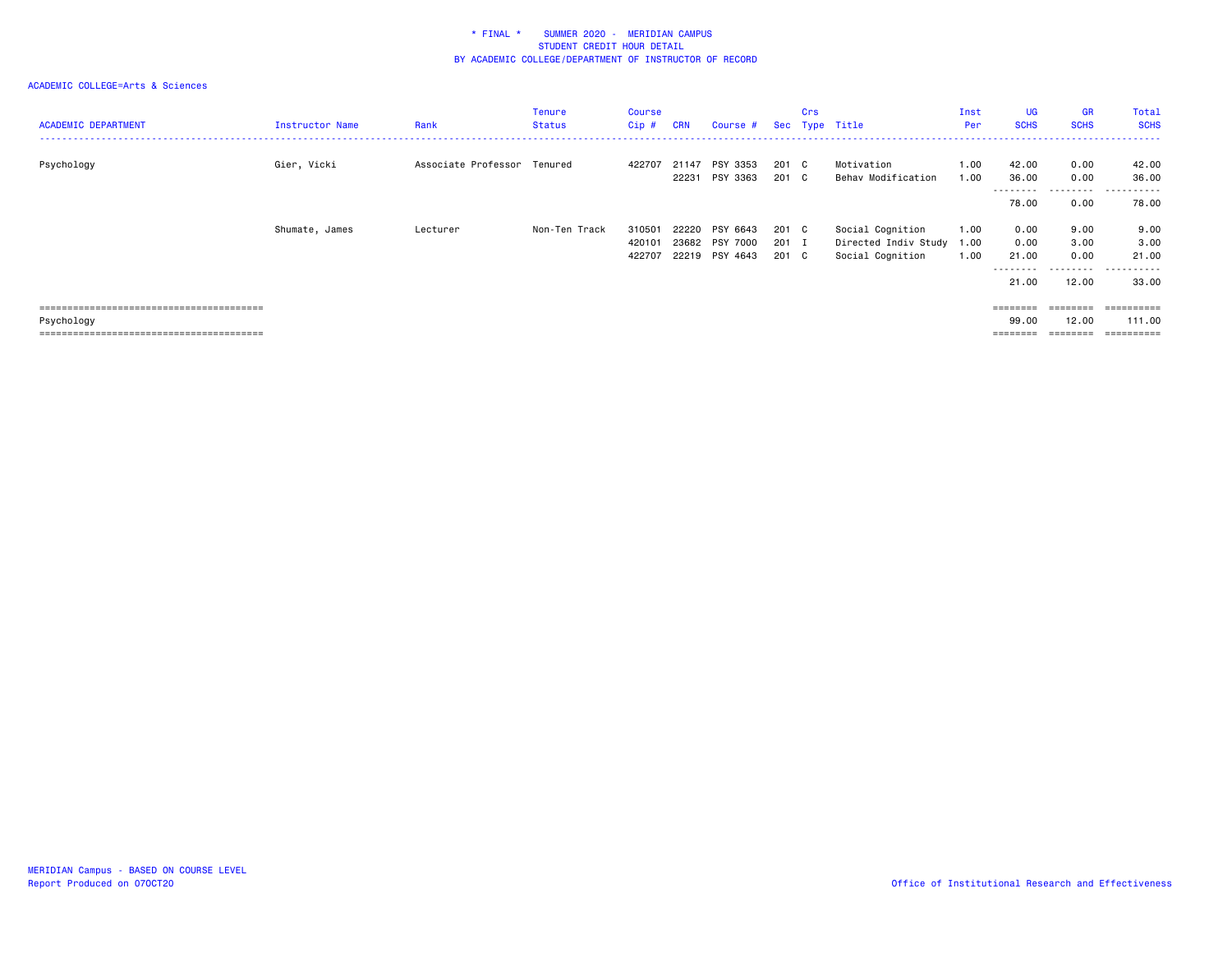# * FINAL * SUMMER 2020 - MERIDIAN CAMPUS
## STUDENT CREDIT HOUR DETAIL
## BY ACADEMIC COLLEGE/DEPARTMENT OF INSTRUCTOR OF RECORD

ACADEMIC COLLEGE=Arts & Sciences

| ACADEMIC DEPARTMENT | Instructor Name | Rank | Tenure Status | Course Cip # | CRN | Course # | Sec | Crs Type | Title | Inst Per | UG SCHS | GR SCHS | Total SCHS |
|---|---|---|---|---|---|---|---|---|---|---|---|---|---|
| Psychology | Gier, Vicki | Associate Professor | Tenured | 422707 | 21147 | PSY 3353 | 201 | C | Motivation | 1.00 | 42.00 | 0.00 | 42.00 |
| | | | | | 22231 | PSY 3363 | 201 | C | Behav Modification | 1.00 | 36.00 | 0.00 | 36.00 |
| | | | | | | | | | | | 78.00 | 0.00 | 78.00 |
| | Shumate, James | Lecturer | Non-Ten Track | 310501 | 22220 | PSY 6643 | 201 | C | Social Cognition | 1.00 | 0.00 | 9.00 | 9.00 |
| | | | | 420101 | 23682 | PSY 7000 | 201 | I | Directed Indiv Study | 1.00 | 0.00 | 3.00 | 3.00 |
| | | | | 422707 | 22219 | PSY 4643 | 201 | C | Social Cognition | 1.00 | 21.00 | 0.00 | 21.00 |
| | | | | | | | | | | | 21.00 | 12.00 | 33.00 |
| Psychology | | | | | | | | | | | 99.00 | 12.00 | 111.00 |

MERIDIAN Campus - BASED ON COURSE LEVEL
Report Produced on 07OCT20

Office of Institutional Research and Effectiveness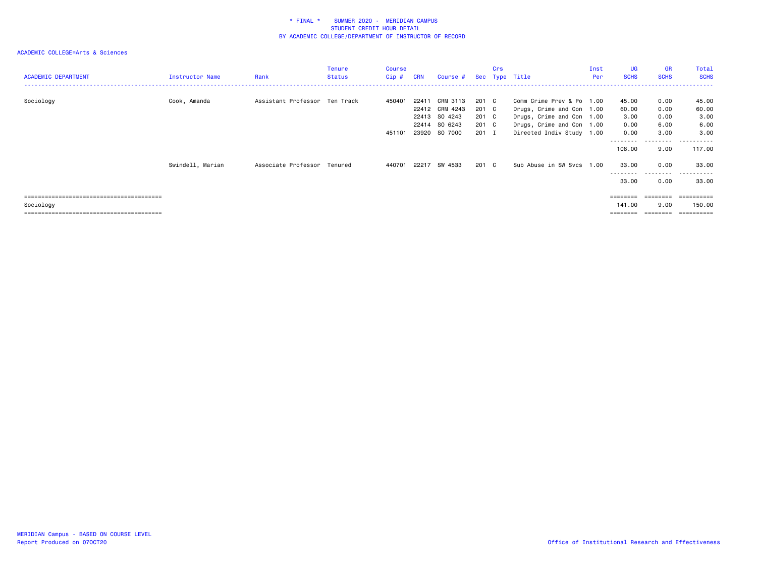* FINAL * SUMMER 2020 - MERIDIAN CAMPUS
STUDENT CREDIT HOUR DETAIL
BY ACADEMIC COLLEGE/DEPARTMENT OF INSTRUCTOR OF RECORD

ACADEMIC COLLEGE=Arts & Sciences

| ACADEMIC DEPARTMENT | Instructor Name | Rank | Tenure Status | Course Cip # | CRN | Course # | Sec | Crs Type | Title | Inst Per | UG SCHS | GR SCHS | Total SCHS |
|---|---|---|---|---|---|---|---|---|---|---|---|---|---|
| Sociology | Cook, Amanda | Assistant Professor | Ten Track | 450401 | 22411 | CRM 3113 | 201 | C | Comm Crime Prev & Po | 1.00 | 45.00 | 0.00 | 45.00 |
| | | | | | 22412 | CRM 4243 | 201 | C | Drugs, Crime and Con | 1.00 | 60.00 | 0.00 | 60.00 |
| | | | | | 22413 | SO 4243 | 201 | C | Drugs, Crime and Con | 1.00 | 3.00 | 0.00 | 3.00 |
| | | | | | 22414 | SO 6243 | 201 | C | Drugs, Crime and Con | 1.00 | 0.00 | 6.00 | 6.00 |
| | | | | 451101 | 23920 | SO 7000 | 201 | I | Directed Indiv Study | 1.00 | 0.00 | 3.00 | 3.00 |
| | | | | | | | | | | | 108.00 | 9.00 | 117.00 |
| | Swindell, Marian | Associate Professor | Tenured | 440701 | 22217 | SW 4533 | 201 | C | Sub Abuse in SW Svcs | 1.00 | 33.00 | 0.00 | 33.00 |
| | | | | | | | | | | | 33.00 | 0.00 | 33.00 |
| Sociology | | | | | | | | | | | 141.00 | 9.00 | 150.00 |

MERIDIAN Campus - BASED ON COURSE LEVEL
Report Produced on 07OCT20

Office of Institutional Research and Effectiveness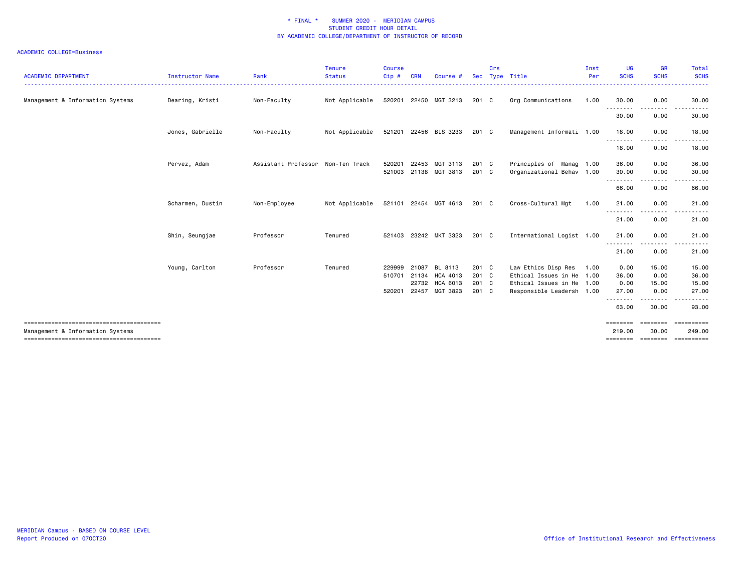\* FINAL \* SUMMER 2020 - MERIDIAN CAMPUS
STUDENT CREDIT HOUR DETAIL
BY ACADEMIC COLLEGE/DEPARTMENT OF INSTRUCTOR OF RECORD

ACADEMIC COLLEGE=Business

| ACADEMIC DEPARTMENT | Instructor Name | Rank | Tenure Status | Course Cip # | CRN | Course # | Sec | Crs Type | Title | Inst Per | UG SCHS | GR SCHS | Total SCHS |
|---|---|---|---|---|---|---|---|---|---|---|---|---|---|
| Management & Information Systems | Dearing, Kristi | Non-Faculty | Not Applicable | 520201 | 22450 | MGT 3213 | 201 | C | Org Communications | 1.00 | 30.00 | 0.00 | 30.00 |
| | | | | | | | | | | | 30.00 | 0.00 | 30.00 |
| | Jones, Gabrielle | Non-Faculty | Not Applicable | 521201 | 22456 | BIS 3233 | 201 | C | Management Informati | 1.00 | 18.00 | 0.00 | 18.00 |
| | | | | | | | | | | | 18.00 | 0.00 | 18.00 |
| | Pervez, Adam | Assistant Professor | Non-Ten Track | 520201 | 22453 | MGT 3113 | 201 | C | Principles of Manag | 1.00 | 36.00 | 0.00 | 36.00 |
| | | | | 521003 | 21138 | MGT 3813 | 201 | C | Organizational Behav | 1.00 | 30.00 | 0.00 | 30.00 |
| | | | | | | | | | | | 66.00 | 0.00 | 66.00 |
| | Scharmen, Dustin | Non-Employee | Not Applicable | 521101 | 22454 | MGT 4613 | 201 | C | Cross-Cultural Mgt | 1.00 | 21.00 | 0.00 | 21.00 |
| | | | | | | | | | | | 21.00 | 0.00 | 21.00 |
| | Shin, Seungjae | Professor | Tenured | 521403 | 23242 | MKT 3323 | 201 | C | International Logist | 1.00 | 21.00 | 0.00 | 21.00 |
| | | | | | | | | | | | 21.00 | 0.00 | 21.00 |
| | Young, Carlton | Professor | Tenured | 229999 | 21087 | BL 8113 | 201 | C | Law Ethics Disp Res | 1.00 | 0.00 | 15.00 | 15.00 |
| | | | | 510701 | 21134 | HCA 4013 | 201 | C | Ethical Issues in He | 1.00 | 36.00 | 0.00 | 36.00 |
| | | | | | 22732 | HCA 6013 | 201 | C | Ethical Issues in He | 1.00 | 0.00 | 15.00 | 15.00 |
| | | | | 520201 | 22457 | MGT 3823 | 201 | C | Responsible Leadersh | 1.00 | 27.00 | 0.00 | 27.00 |
| | | | | | | | | | | | 63.00 | 30.00 | 93.00 |
| Management & Information Systems | | | | | | | | | | | 219.00 | 30.00 | 249.00 |

MERIDIAN Campus - BASED ON COURSE LEVEL
Report Produced on 07OCT20

Office of Institutional Research and Effectiveness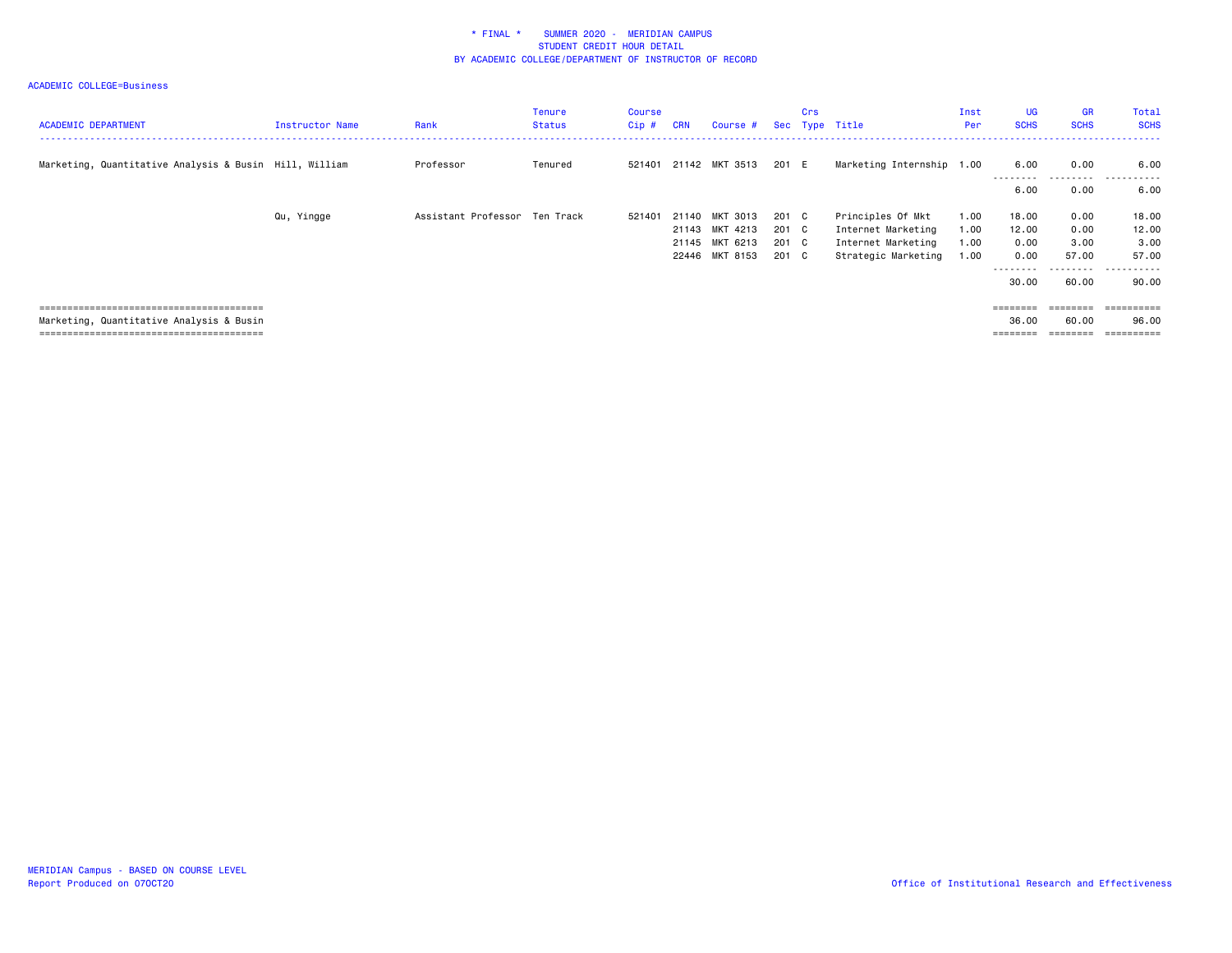\* FINAL \*    SUMMER 2020 -  MERIDIAN CAMPUS
STUDENT CREDIT HOUR DETAIL
BY ACADEMIC COLLEGE/DEPARTMENT OF INSTRUCTOR OF RECORD

ACADEMIC COLLEGE=Business

| ACADEMIC DEPARTMENT | Instructor Name | Rank | Tenure Status | Course Cip # | CRN | Course # | Sec | Crs Type | Title | Inst Per | UG SCHS | GR SCHS | Total SCHS |
|---|---|---|---|---|---|---|---|---|---|---|---|---|---|
| Marketing, Quantitative Analysis & Busin | Hill, William | Professor | Tenured | 521401 | 21142 | MKT 3513 | 201 | E | Marketing Internship | 1.00 | 6.00 | 0.00 | 6.00 |
| | | | | | | | | | | | 6.00 | 0.00 | 6.00 |
| | Qu, Yingge | Assistant Professor | Ten Track | 521401 | 21140 | MKT 3013 | 201 | C | Principles Of Mkt | 1.00 | 18.00 | 0.00 | 18.00 |
| | | | | | 21143 | MKT 4213 | 201 | C | Internet Marketing | 1.00 | 12.00 | 0.00 | 12.00 |
| | | | | | 21145 | MKT 6213 | 201 | C | Internet Marketing | 1.00 | 0.00 | 3.00 | 3.00 |
| | | | | | 22446 | MKT 8153 | 201 | C | Strategic Marketing | 1.00 | 0.00 | 57.00 | 57.00 |
| | | | | | | | | | | | 30.00 | 60.00 | 90.00 |
| Marketing, Quantitative Analysis & Busin | | | | | | | | | | | 36.00 | 60.00 | 96.00 |

MERIDIAN Campus - BASED ON COURSE LEVEL
Report Produced on 07OCT20

Office of Institutional Research and Effectiveness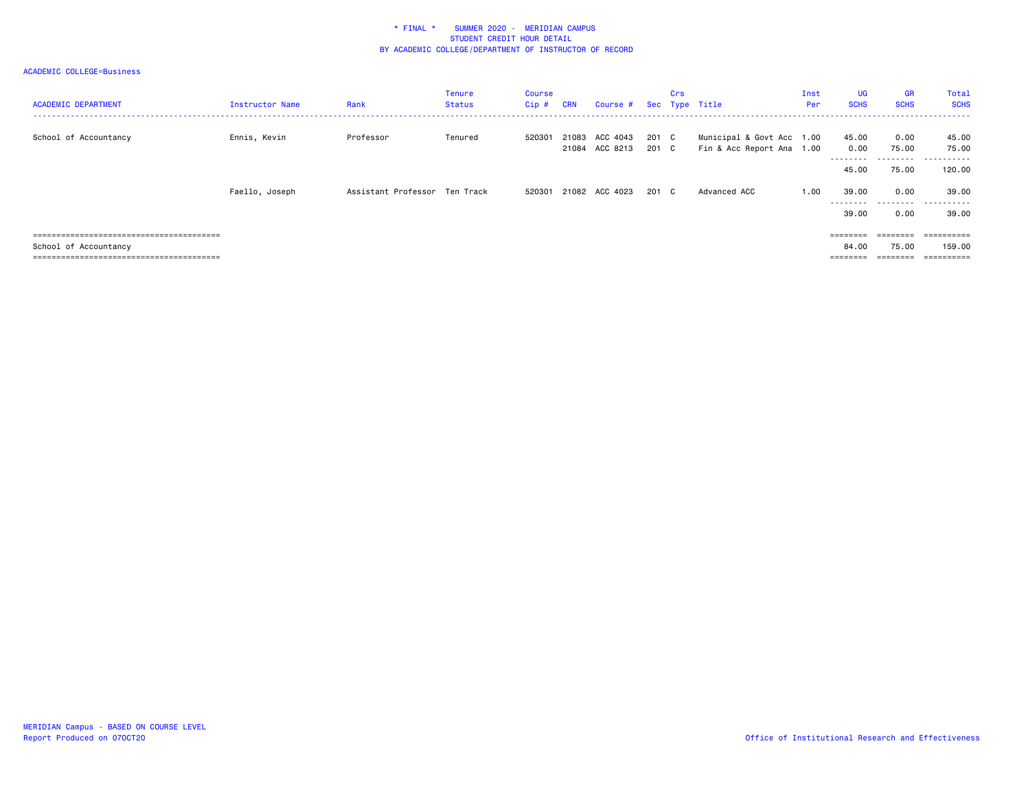\* FINAL \* SUMMER 2020 - MERIDIAN CAMPUS
STUDENT CREDIT HOUR DETAIL
BY ACADEMIC COLLEGE/DEPARTMENT OF INSTRUCTOR OF RECORD

ACADEMIC COLLEGE=Business

| ACADEMIC DEPARTMENT | Instructor Name | Rank | Tenure Status | Course Cip # | CRN | Course # | Sec | Crs Type | Title | Inst Per | UG SCHS | GR SCHS | Total SCHS |
|---|---|---|---|---|---|---|---|---|---|---|---|---|---|
| School of Accountancy | Ennis, Kevin | Professor | Tenured | 520301 | 21083 | ACC 4043 | 201 | C | Municipal & Govt Acc | 1.00 | 45.00 | 0.00 | 45.00 |
| | | | | | 21084 | ACC 8213 | 201 | C | Fin & Acc Report Ana | 1.00 | 0.00 | 75.00 | 75.00 |
| | | | | | | | | | | | 45.00 | 75.00 | 120.00 |
| | Faello, Joseph | Assistant Professor | Ten Track | 520301 | 21082 | ACC 4023 | 201 | C | Advanced ACC | 1.00 | 39.00 | 0.00 | 39.00 |
| | | | | | | | | | | | 39.00 | 0.00 | 39.00 |
| School of Accountancy | | | | | | | | | | | 84.00 | 75.00 | 159.00 |

MERIDIAN Campus - BASED ON COURSE LEVEL
Report Produced on 07OCT20

Office of Institutional Research and Effectiveness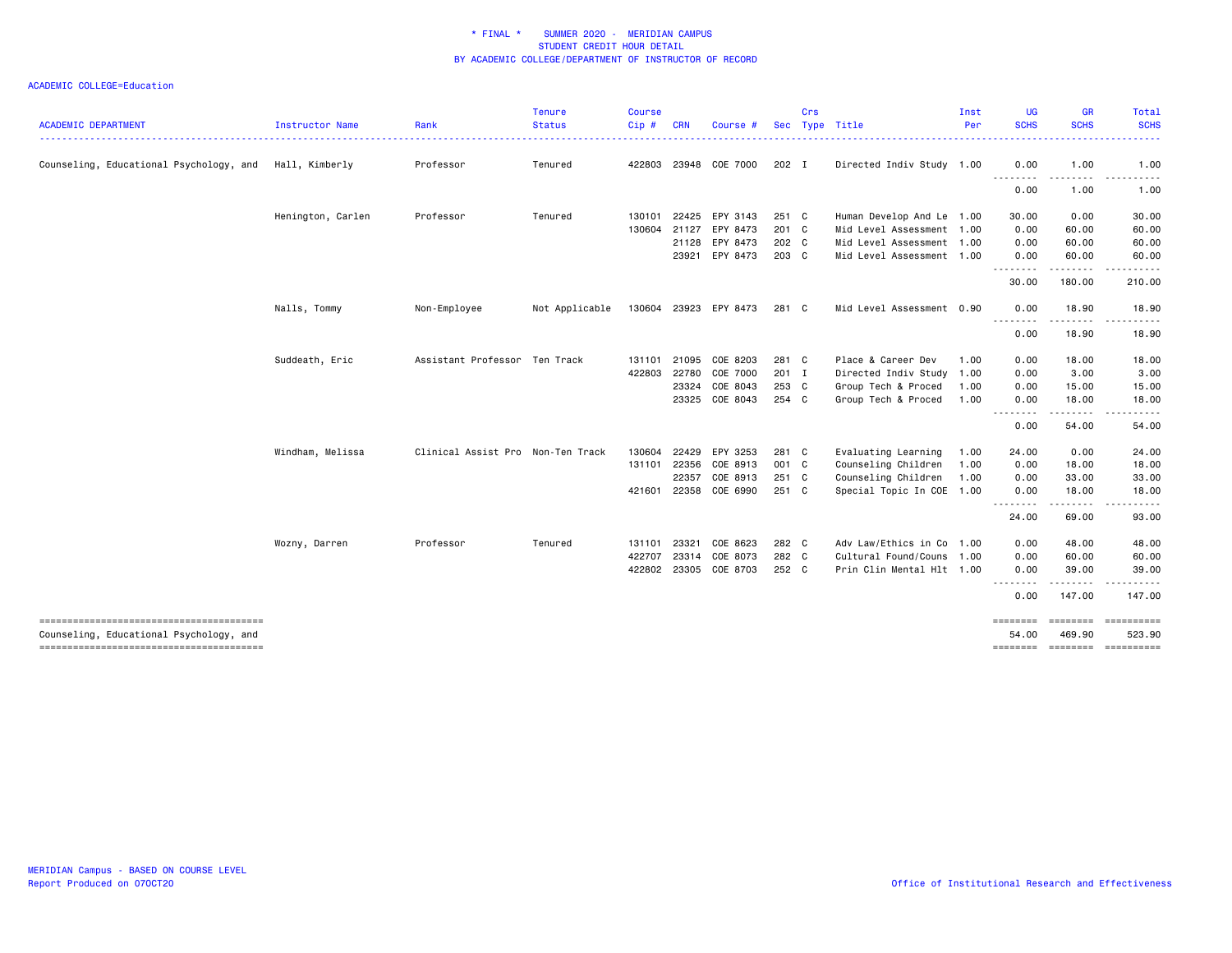\* FINAL \* SUMMER 2020 - MERIDIAN CAMPUS
STUDENT CREDIT HOUR DETAIL
BY ACADEMIC COLLEGE/DEPARTMENT OF INSTRUCTOR OF RECORD

ACADEMIC COLLEGE=Education

| ACADEMIC DEPARTMENT | Instructor Name | Rank | Tenure Status | Course Cip # | CRN | Course # | Sec | Crs Type | Title | Inst Per | UG SCHS | GR SCHS | Total SCHS |
|---|---|---|---|---|---|---|---|---|---|---|---|---|---|
| Counseling, Educational Psychology, and | Hall, Kimberly | Professor | Tenured | 422803 | 23948 | COE 7000 | 202 | I | Directed Indiv Study | 1.00 | 0.00 | 1.00 | 1.00 |
| | | | | | | | | | | | 0.00 | 1.00 | 1.00 |
| | Henington, Carlen | Professor | Tenured | 130101 | 22425 | EPY 3143 | 251 | C | Human Develop And Le | 1.00 | 30.00 | 0.00 | 30.00 |
| | | | | 130604 | 21127 | EPY 8473 | 201 | C | Mid Level Assessment | 1.00 | 0.00 | 60.00 | 60.00 |
| | | | | | 21128 | EPY 8473 | 202 | C | Mid Level Assessment | 1.00 | 0.00 | 60.00 | 60.00 |
| | | | | | 23921 | EPY 8473 | 203 | C | Mid Level Assessment | 1.00 | 0.00 | 60.00 | 60.00 |
| | | | | | | | | | | | 30.00 | 180.00 | 210.00 |
| | Nalls, Tommy | Non-Employee | Not Applicable | 130604 | 23923 | EPY 8473 | 281 | C | Mid Level Assessment | 0.90 | 0.00 | 18.90 | 18.90 |
| | | | | | | | | | | | 0.00 | 18.90 | 18.90 |
| | Suddeath, Eric | Assistant Professor | Ten Track | 131101 | 21095 | COE 8203 | 281 | C | Place & Career Dev | 1.00 | 0.00 | 18.00 | 18.00 |
| | | | | 422803 | 22780 | COE 7000 | 201 | I | Directed Indiv Study | 1.00 | 0.00 | 3.00 | 3.00 |
| | | | | | 23324 | COE 8043 | 253 | C | Group Tech & Proced | 1.00 | 0.00 | 15.00 | 15.00 |
| | | | | | 23325 | COE 8043 | 254 | C | Group Tech & Proced | 1.00 | 0.00 | 18.00 | 18.00 |
| | | | | | | | | | | | 0.00 | 54.00 | 54.00 |
| | Windham, Melissa | Clinical Assist Pro | Non-Ten Track | 130604 | 22429 | EPY 3253 | 281 | C | Evaluating Learning | 1.00 | 24.00 | 0.00 | 24.00 |
| | | | | 131101 | 22356 | COE 8913 | 001 | C | Counseling Children | 1.00 | 0.00 | 18.00 | 18.00 |
| | | | | | 22357 | COE 8913 | 251 | C | Counseling Children | 1.00 | 0.00 | 33.00 | 33.00 |
| | | | | 421601 | 22358 | COE 6990 | 251 | C | Special Topic In COE | 1.00 | 0.00 | 18.00 | 18.00 |
| | | | | | | | | | | | 24.00 | 69.00 | 93.00 |
| | Wozny, Darren | Professor | Tenured | 131101 | 23321 | COE 8623 | 282 | C | Adv Law/Ethics in Co | 1.00 | 0.00 | 48.00 | 48.00 |
| | | | | 422707 | 23314 | COE 8073 | 282 | C | Cultural Found/Couns | 1.00 | 0.00 | 60.00 | 60.00 |
| | | | | 422802 | 23305 | COE 8703 | 252 | C | Prin Clin Mental Hlt | 1.00 | 0.00 | 39.00 | 39.00 |
| | | | | | | | | | | | 0.00 | 147.00 | 147.00 |
| Counseling, Educational Psychology, and | | | | | | | | | | | 54.00 | 469.90 | 523.90 |

MERIDIAN Campus - BASED ON COURSE LEVEL
Report Produced on 07OCT20

Office of Institutional Research and Effectiveness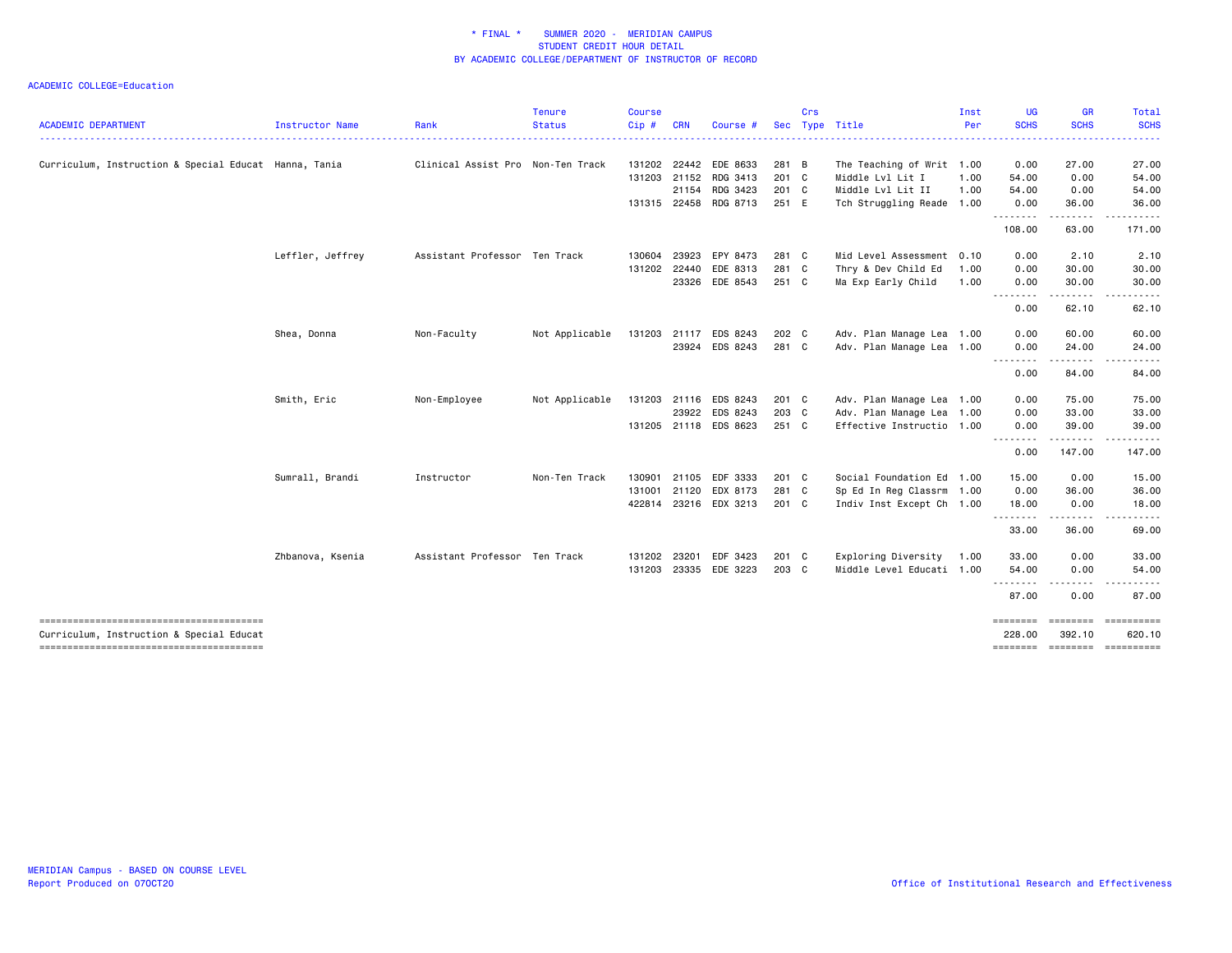# * FINAL * SUMMER 2020 - MERIDIAN CAMPUS
## STUDENT CREDIT HOUR DETAIL
## BY ACADEMIC COLLEGE/DEPARTMENT OF INSTRUCTOR OF RECORD

ACADEMIC COLLEGE=Education

| ACADEMIC DEPARTMENT | Instructor Name | Rank | Tenure Status | Course Cip # | CRN | Course # | Sec | Crs Type | Title | Inst Per | UG SCHS | GR SCHS | Total SCHS |
|---|---|---|---|---|---|---|---|---|---|---|---|---|---|
| Curriculum, Instruction & Special Educat | Hanna, Tania | Clinical Assist Pro | Non-Ten Track | 131202 | 22442 | EDE 8633 | 281 | B | The Teaching of Writ | 1.00 | 0.00 | 27.00 | 27.00 |
| | | | | 131203 | 21152 | RDG 3413 | 201 | C | Middle Lvl Lit I | 1.00 | 54.00 | 0.00 | 54.00 |
| | | | | | 21154 | RDG 3423 | 201 | C | Middle Lvl Lit II | 1.00 | 54.00 | 0.00 | 54.00 |
| | | | | 131315 | 22458 | RDG 8713 | 251 | E | Tch Struggling Reade | 1.00 | 0.00 | 36.00 | 36.00 |
| | | | | | | | | | | | 108.00 | 63.00 | 171.00 |
| | Leffler, Jeffrey | Assistant Professor | Ten Track | 130604 | 23923 | EPY 8473 | 281 | C | Mid Level Assessment | 0.10 | 0.00 | 2.10 | 2.10 |
| | | | | 131202 | 22440 | EDE 8313 | 281 | C | Thry & Dev Child Ed | 1.00 | 0.00 | 30.00 | 30.00 |
| | | | | | 23326 | EDE 8543 | 251 | C | Ma Exp Early Child | 1.00 | 0.00 | 30.00 | 30.00 |
| | | | | | | | | | | | 0.00 | 62.10 | 62.10 |
| | Shea, Donna | Non-Faculty | Not Applicable | 131203 | 21117 | EDS 8243 | 202 | C | Adv. Plan Manage Lea | 1.00 | 0.00 | 60.00 | 60.00 |
| | | | | | 23924 | EDS 8243 | 281 | C | Adv. Plan Manage Lea | 1.00 | 0.00 | 24.00 | 24.00 |
| | | | | | | | | | | | 0.00 | 84.00 | 84.00 |
| | Smith, Eric | Non-Employee | Not Applicable | 131203 | 21116 | EDS 8243 | 201 | C | Adv. Plan Manage Lea | 1.00 | 0.00 | 75.00 | 75.00 |
| | | | | | 23922 | EDS 8243 | 203 | C | Adv. Plan Manage Lea | 1.00 | 0.00 | 33.00 | 33.00 |
| | | | | 131205 | 21118 | EDS 8623 | 251 | C | Effective Instructio | 1.00 | 0.00 | 39.00 | 39.00 |
| | | | | | | | | | | | 0.00 | 147.00 | 147.00 |
| | Sumrall, Brandi | Instructor | Non-Ten Track | 130901 | 21105 | EDF 3333 | 201 | C | Social Foundation Ed | 1.00 | 15.00 | 0.00 | 15.00 |
| | | | | 131001 | 21120 | EDX 8173 | 281 | C | Sp Ed In Reg Classrm | 1.00 | 0.00 | 36.00 | 36.00 |
| | | | | 422814 | 23216 | EDX 3213 | 201 | C | Indiv Inst Except Ch | 1.00 | 18.00 | 0.00 | 18.00 |
| | | | | | | | | | | | 33.00 | 36.00 | 69.00 |
| | Zhbanova, Ksenia | Assistant Professor | Ten Track | 131202 | 23201 | EDF 3423 | 201 | C | Exploring Diversity | 1.00 | 33.00 | 0.00 | 33.00 |
| | | | | 131203 | 23335 | EDE 3223 | 203 | C | Middle Level Educati | 1.00 | 54.00 | 0.00 | 54.00 |
| | | | | | | | | | | | 87.00 | 0.00 | 87.00 |
| Curriculum, Instruction & Special Educat | | | | | | | | | | | 228.00 | 392.10 | 620.10 |

MERIDIAN Campus - BASED ON COURSE LEVEL
Report Produced on 07OCT20

Office of Institutional Research and Effectiveness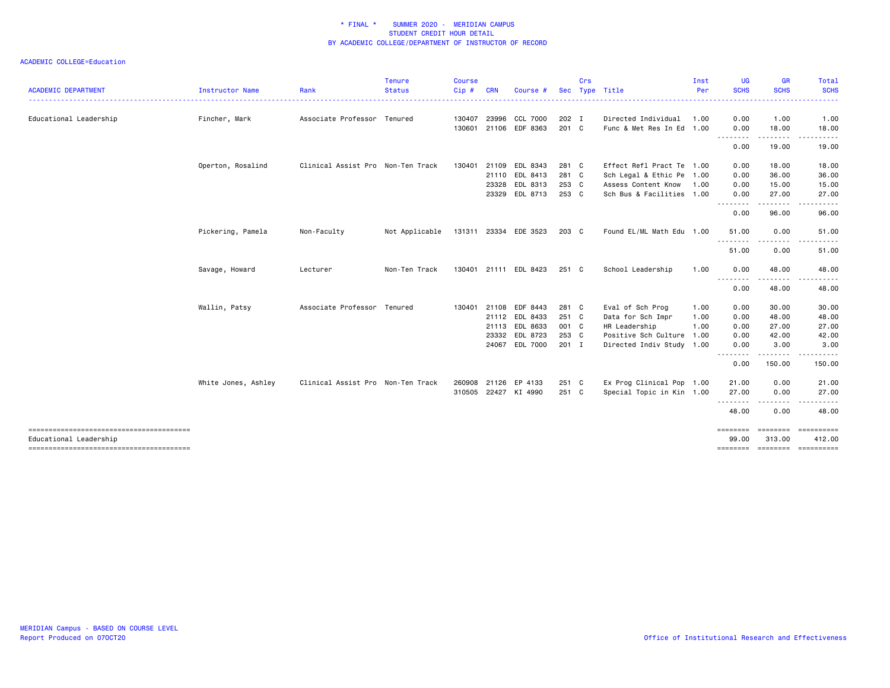\* FINAL \* SUMMER 2020 - MERIDIAN CAMPUS
STUDENT CREDIT HOUR DETAIL
BY ACADEMIC COLLEGE/DEPARTMENT OF INSTRUCTOR OF RECORD

ACADEMIC COLLEGE=Education

| ACADEMIC DEPARTMENT | Instructor Name | Rank | Tenure Status | Course Cip # | CRN | Course # | Sec | Crs Type | Title | Inst Per | UG SCHS | GR SCHS | Total SCHS |
|---|---|---|---|---|---|---|---|---|---|---|---|---|---|
| Educational Leadership | Fincher, Mark | Associate Professor | Tenured | 130407 | 23996 | CCL 7000 | 202 | I | Directed Individual | 1.00 | 0.00 | 1.00 | 1.00 |
| | | | | 130601 | 21106 | EDF 8363 | 201 | C | Func & Met Res In Ed | 1.00 | 0.00 | 18.00 | 18.00 |
| | | | | | | | | | | | 0.00 | 19.00 | 19.00 |
| | Operton, Rosalind | Clinical Assist Pro | Non-Ten Track | 130401 | 21109 | EDL 8343 | 281 | C | Effect Refl Pract Te | 1.00 | 0.00 | 18.00 | 18.00 |
| | | | | | 21110 | EDL 8413 | 281 | C | Sch Legal & Ethic Pe | 1.00 | 0.00 | 36.00 | 36.00 |
| | | | | | 23328 | EDL 8313 | 253 | C | Assess Content Know | 1.00 | 0.00 | 15.00 | 15.00 |
| | | | | | 23329 | EDL 8713 | 253 | C | Sch Bus & Facilities | 1.00 | 0.00 | 27.00 | 27.00 |
| | | | | | | | | | | | 0.00 | 96.00 | 96.00 |
| | Pickering, Pamela | Non-Faculty | Not Applicable | 131311 | 23334 | EDE 3523 | 203 | C | Found EL/ML Math Edu | 1.00 | 51.00 | 0.00 | 51.00 |
| | | | | | | | | | | | 51.00 | 0.00 | 51.00 |
| | Savage, Howard | Lecturer | Non-Ten Track | 130401 | 21111 | EDL 8423 | 251 | C | School Leadership | 1.00 | 0.00 | 48.00 | 48.00 |
| | | | | | | | | | | | 0.00 | 48.00 | 48.00 |
| | Wallin, Patsy | Associate Professor | Tenured | 130401 | 21108 | EDF 8443 | 281 | C | Eval of Sch Prog | 1.00 | 0.00 | 30.00 | 30.00 |
| | | | | | 21112 | EDL 8433 | 251 | C | Data for Sch Impr | 1.00 | 0.00 | 48.00 | 48.00 |
| | | | | | 21113 | EDL 8633 | 001 | C | HR Leadership | 1.00 | 0.00 | 27.00 | 27.00 |
| | | | | | 23332 | EDL 8723 | 253 | C | Positive Sch Culture | 1.00 | 0.00 | 42.00 | 42.00 |
| | | | | | 24067 | EDL 7000 | 201 | I | Directed Indiv Study | 1.00 | 0.00 | 3.00 | 3.00 |
| | | | | | | | | | | | 0.00 | 150.00 | 150.00 |
| | White Jones, Ashley | Clinical Assist Pro | Non-Ten Track | 260908 | 21126 | EP 4133 | 251 | C | Ex Prog Clinical Pop | 1.00 | 21.00 | 0.00 | 21.00 |
| | | | | 310505 | 22427 | KI 4990 | 251 | C | Special Topic in Kin | 1.00 | 27.00 | 0.00 | 27.00 |
| | | | | | | | | | | | 48.00 | 0.00 | 48.00 |
| Educational Leadership | | | | | | | | | | | 99.00 | 313.00 | 412.00 |

MERIDIAN Campus - BASED ON COURSE LEVEL
Report Produced on 07OCT20

Office of Institutional Research and Effectiveness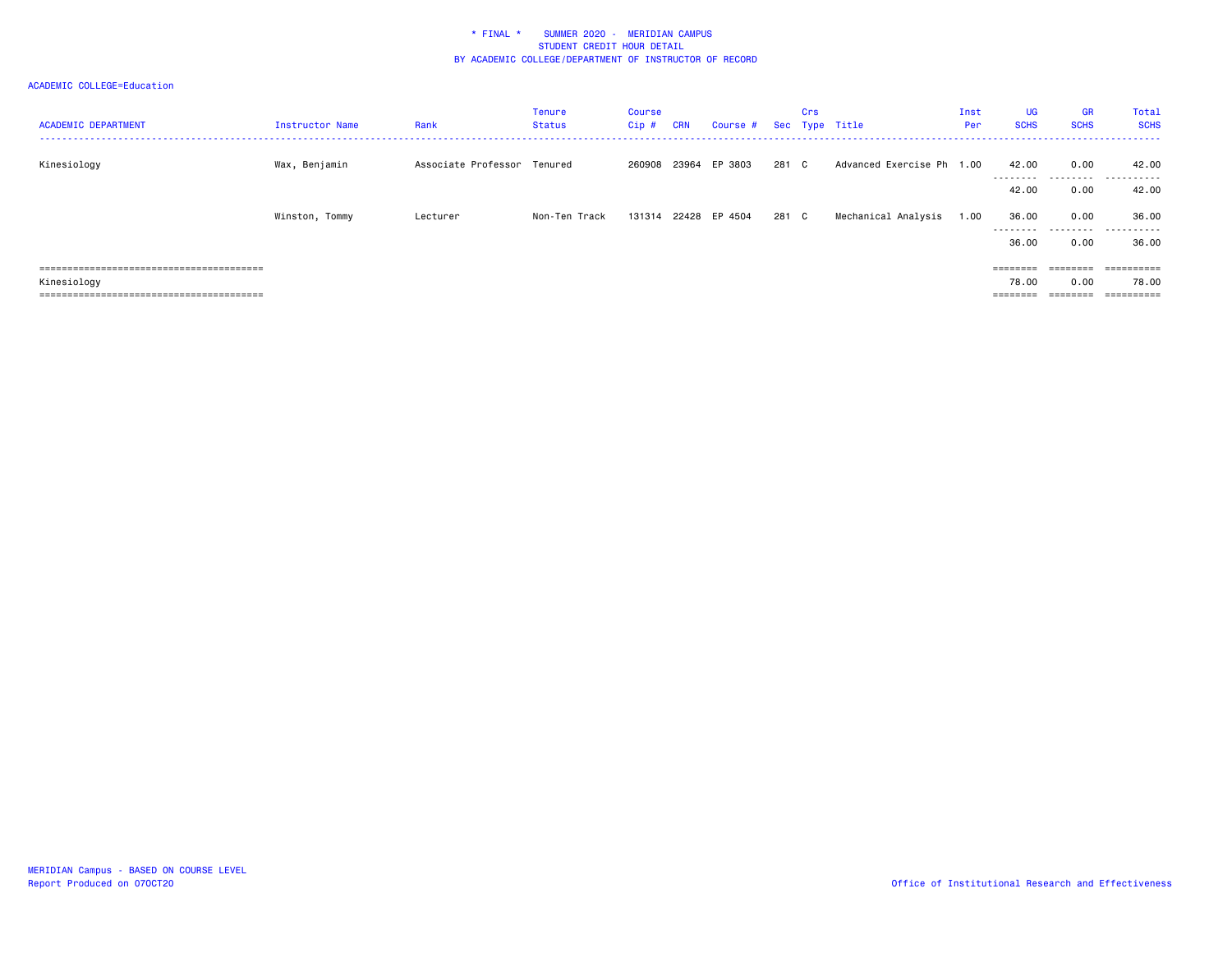* FINAL * SUMMER 2020 - MERIDIAN CAMPUS
STUDENT CREDIT HOUR DETAIL
BY ACADEMIC COLLEGE/DEPARTMENT OF INSTRUCTOR OF RECORD

ACADEMIC COLLEGE=Education

| ACADEMIC DEPARTMENT | Instructor Name | Rank | Tenure Status | Course Cip # | CRN | Course # | Sec | Crs Type | Title | Inst Per | UG SCHS | GR SCHS | Total SCHS |
|---|---|---|---|---|---|---|---|---|---|---|---|---|---|
| Kinesiology | Wax, Benjamin | Associate Professor | Tenured | 260908 | 23964 | EP 3803 | 281 | C | Advanced Exercise Ph | 1.00 | 42.00 | 0.00 | 42.00 |
| | | | | | | | | | | | 42.00 | 0.00 | 42.00 |
| | Winston, Tommy | Lecturer | Non-Ten Track | 131314 | 22428 | EP 4504 | 281 | C | Mechanical Analysis | 1.00 | 36.00 | 0.00 | 36.00 |
| | | | | | | | | | | | 36.00 | 0.00 | 36.00 |
| Kinesiology | | | | | | | | | | | 78.00 | 0.00 | 78.00 |

MERIDIAN Campus - BASED ON COURSE LEVEL
Report Produced on 07OCT20

Office of Institutional Research and Effectiveness